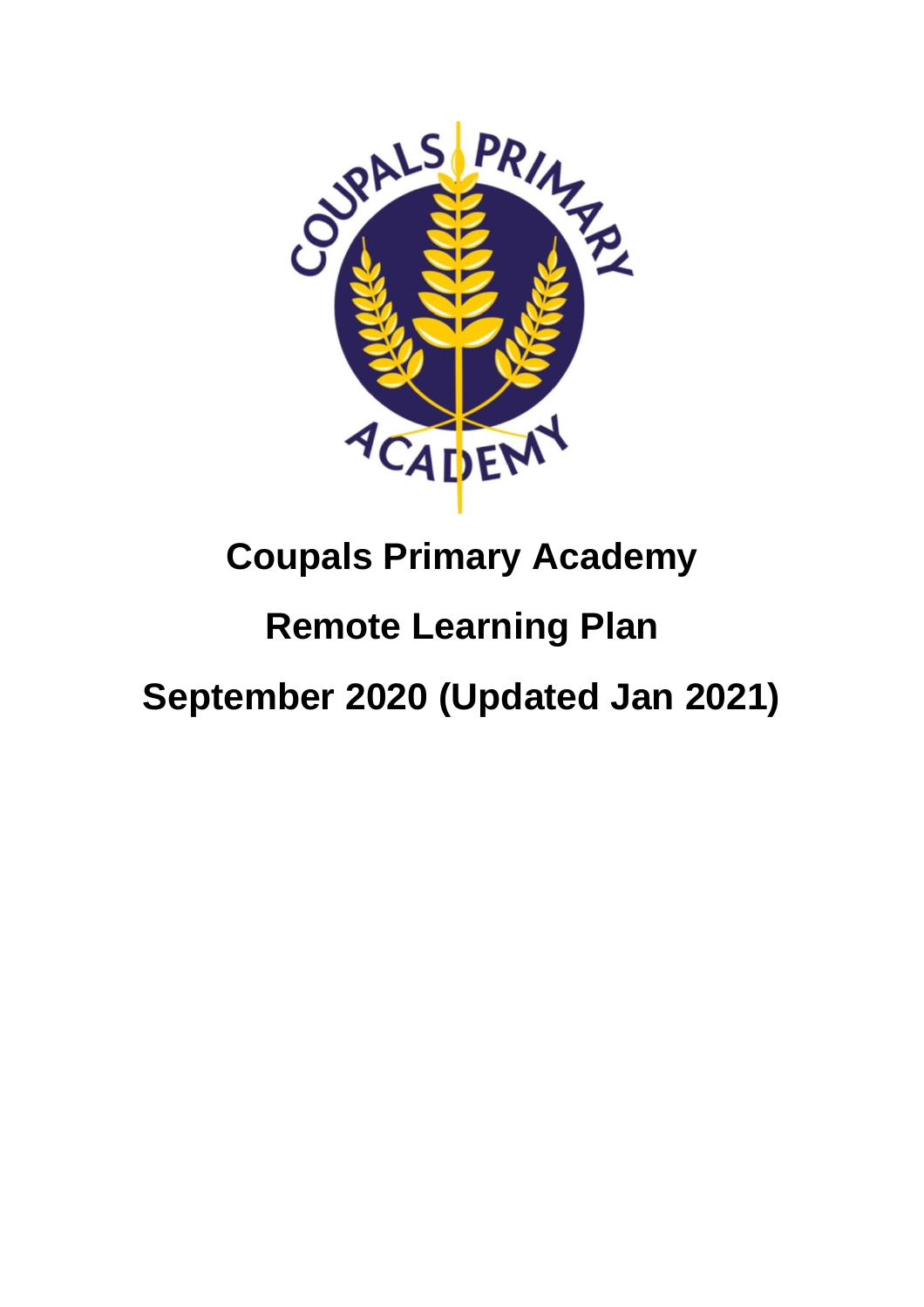# Coupals Primary Academy

# Remote Learning Plan

# September 2020 (Updated Jan 2021)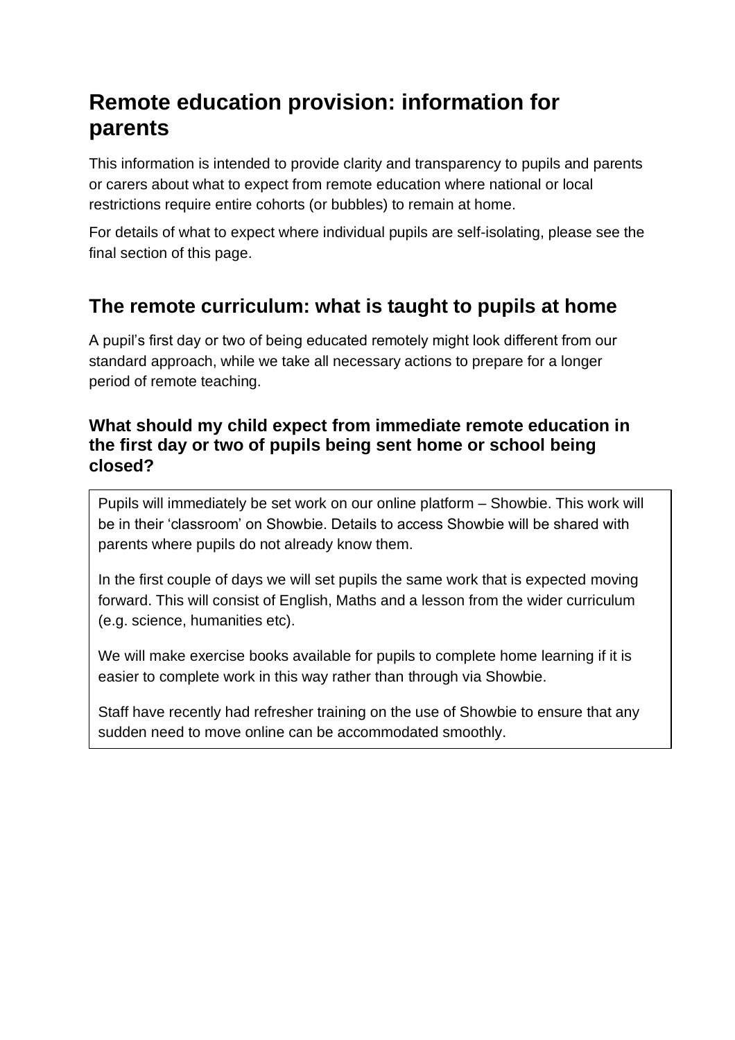# Remote education provision: information for parents

This information is intended to provide clarity and transparency to pupils and parents or carers about what to expect from remote education where national or local restrictions require entire cohorts (or bubbles) to remain at home.

For details of what to expect where individual pupils are self-isolating, please see the final section of this page.

## The remote curriculum: what is taught to pupils at home

A pupil's first day or two of being educated remotely might look different from our standard approach, while we take all necessary actions to prepare for a longer period of remote teaching.

### What should my child expect from immediate remote education in the first day or two of pupils being sent home or school being closed?

Pupils will immediately be set work on our online platform – Showbie. This work will be in their 'classroom' on Showbie. Details to access Showbie will be shared with parents where pupils do not already know them.

In the first couple of days we will set pupils the same work that is expected moving forward. This will consist of English, Maths and a lesson from the wider curriculum (e.g. science, humanities etc).

We will make exercise books available for pupils to complete home learning if it is easier to complete work in this way rather than through via Showbie.

Staff have recently had refresher training on the use of Showbie to ensure that any sudden need to move online can be accommodated smoothly.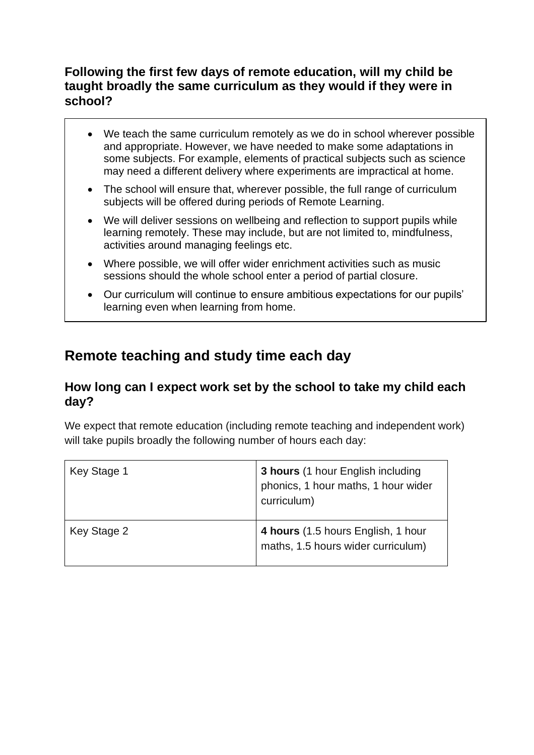### Following the first few days of remote education, will my child be taught broadly the same curriculum as they would if they were in school?

- We teach the same curriculum remotely as we do in school wherever possible and appropriate. However, we have needed to make some adaptations in some subjects. For example, elements of practical subjects such as science may need a different delivery where experiments are impractical at home.
- The school will ensure that, wherever possible, the full range of curriculum subjects will be offered during periods of Remote Learning.
- We will deliver sessions on wellbeing and reflection to support pupils while learning remotely. These may include, but are not limited to, mindfulness, activities around managing feelings etc.
- Where possible, we will offer wider enrichment activities such as music sessions should the whole school enter a period of partial closure.
- Our curriculum will continue to ensure ambitious expectations for our pupils' learning even when learning from home.

## Remote teaching and study time each day

### How long can I expect work set by the school to take my child each day?

We expect that remote education (including remote teaching and independent work) will take pupils broadly the following number of hours each day:

| | |
|---|---|
| Key Stage 1 | **3 hours** (1 hour English including phonics, 1 hour maths, 1 hour wider curriculum) |
| Key Stage 2 | **4 hours** (1.5 hours English, 1 hour maths, 1.5 hours wider curriculum) |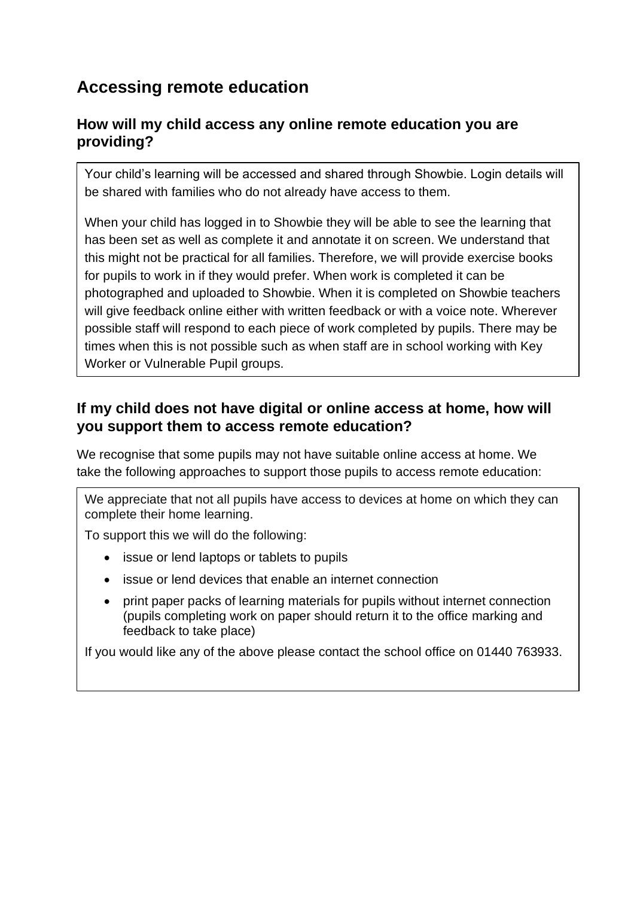# Accessing remote education

## How will my child access any online remote education you are providing?

Your child's learning will be accessed and shared through Showbie. Login details will be shared with families who do not already have access to them.

When your child has logged in to Showbie they will be able to see the learning that has been set as well as complete it and annotate it on screen. We understand that this might not be practical for all families. Therefore, we will provide exercise books for pupils to work in if they would prefer. When work is completed it can be photographed and uploaded to Showbie. When it is completed on Showbie teachers will give feedback online either with written feedback or with a voice note. Wherever possible staff will respond to each piece of work completed by pupils. There may be times when this is not possible such as when staff are in school working with Key Worker or Vulnerable Pupil groups.

## If my child does not have digital or online access at home, how will you support them to access remote education?

We recognise that some pupils may not have suitable online access at home. We take the following approaches to support those pupils to access remote education:

We appreciate that not all pupils have access to devices at home on which they can complete their home learning.

To support this we will do the following:

- issue or lend laptops or tablets to pupils
- issue or lend devices that enable an internet connection
- print paper packs of learning materials for pupils without internet connection (pupils completing work on paper should return it to the office marking and feedback to take place)

If you would like any of the above please contact the school office on 01440 763933.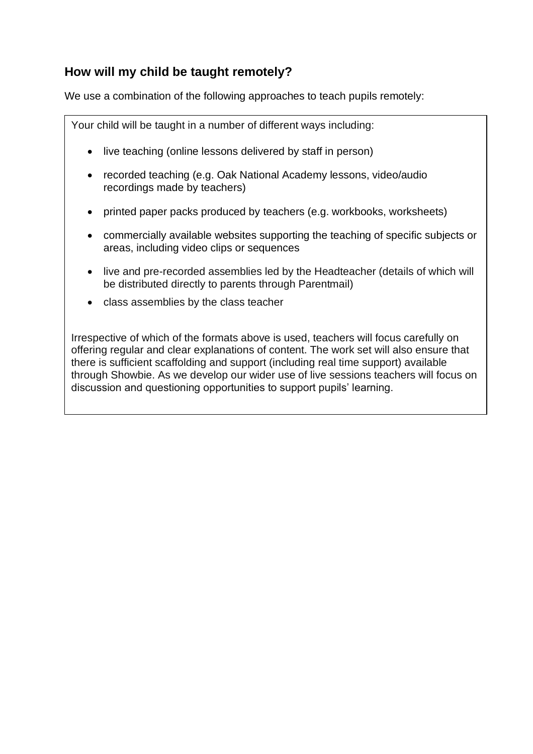## How will my child be taught remotely?

We use a combination of the following approaches to teach pupils remotely:

Your child will be taught in a number of different ways including:

- live teaching (online lessons delivered by staff in person)
- recorded teaching (e.g. Oak National Academy lessons, video/audio recordings made by teachers)
- printed paper packs produced by teachers (e.g. workbooks, worksheets)
- commercially available websites supporting the teaching of specific subjects or areas, including video clips or sequences
- live and pre-recorded assemblies led by the Headteacher (details of which will be distributed directly to parents through Parentmail)
- class assemblies by the class teacher

Irrespective of which of the formats above is used, teachers will focus carefully on offering regular and clear explanations of content. The work set will also ensure that there is sufficient scaffolding and support (including real time support) available through Showbie. As we develop our wider use of live sessions teachers will focus on discussion and questioning opportunities to support pupils' learning.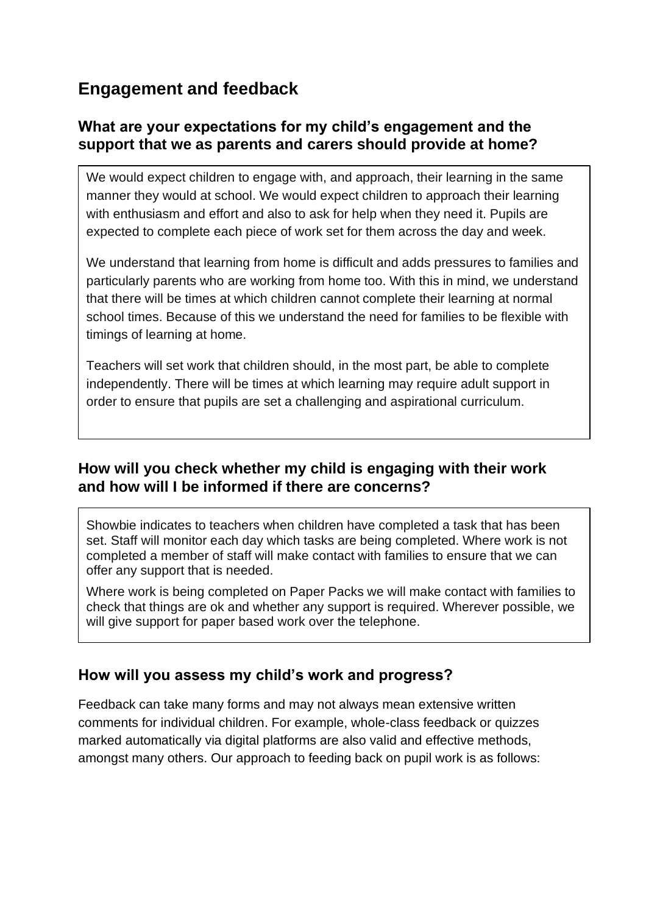## Engagement and feedback

### What are your expectations for my child's engagement and the support that we as parents and carers should provide at home?

We would expect children to engage with, and approach, their learning in the same manner they would at school. We would expect children to approach their learning with enthusiasm and effort and also to ask for help when they need it. Pupils are expected to complete each piece of work set for them across the day and week.

We understand that learning from home is difficult and adds pressures to families and particularly parents who are working from home too. With this in mind, we understand that there will be times at which children cannot complete their learning at normal school times. Because of this we understand the need for families to be flexible with timings of learning at home.

Teachers will set work that children should, in the most part, be able to complete independently. There will be times at which learning may require adult support in order to ensure that pupils are set a challenging and aspirational curriculum.

### How will you check whether my child is engaging with their work and how will I be informed if there are concerns?

Showbie indicates to teachers when children have completed a task that has been set. Staff will monitor each day which tasks are being completed. Where work is not completed a member of staff will make contact with families to ensure that we can offer any support that is needed.

Where work is being completed on Paper Packs we will make contact with families to check that things are ok and whether any support is required. Wherever possible, we will give support for paper based work over the telephone.

### How will you assess my child's work and progress?

Feedback can take many forms and may not always mean extensive written comments for individual children. For example, whole-class feedback or quizzes marked automatically via digital platforms are also valid and effective methods, amongst many others. Our approach to feeding back on pupil work is as follows: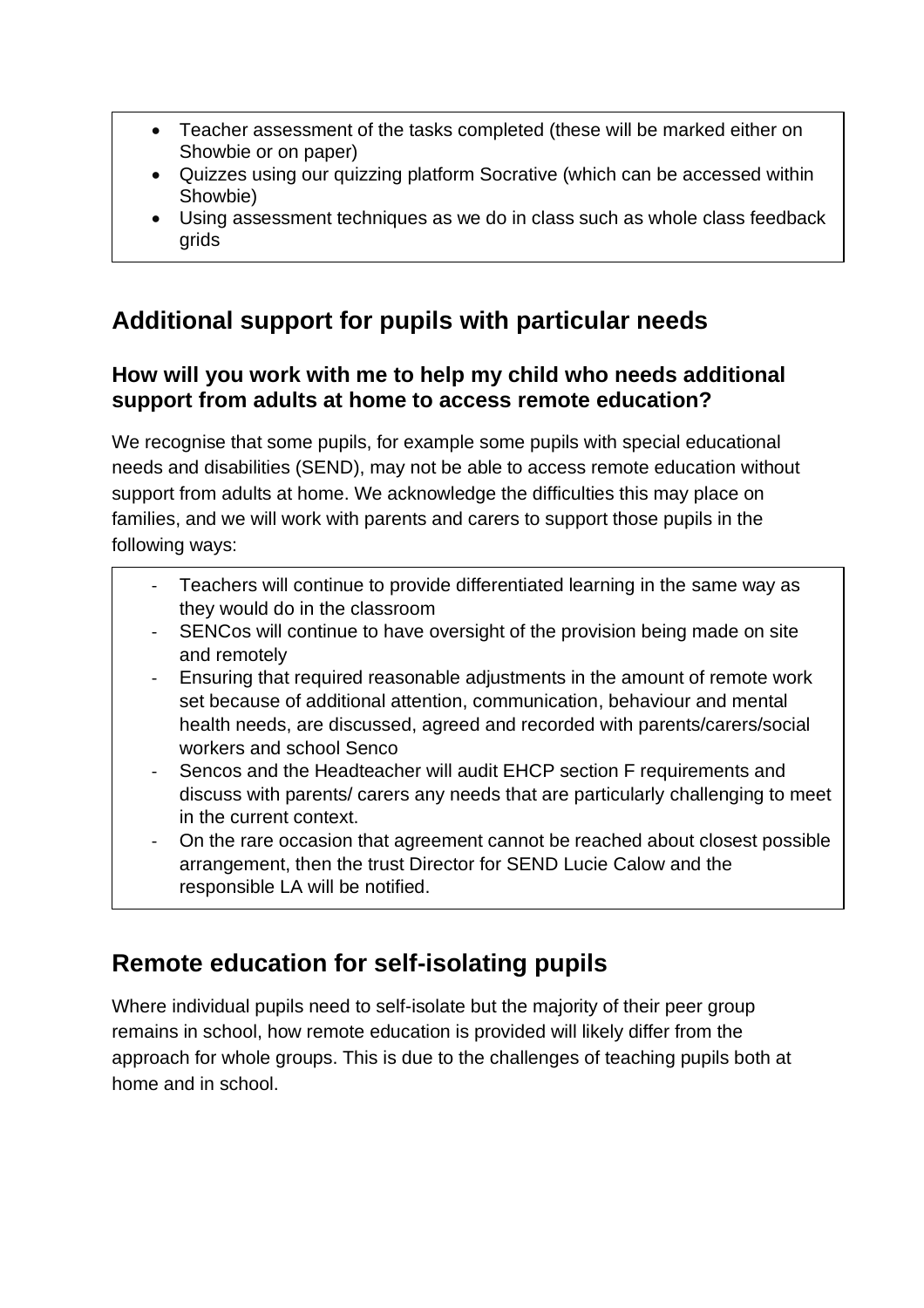- Teacher assessment of the tasks completed (these will be marked either on Showbie or on paper)
- Quizzes using our quizzing platform Socrative (which can be accessed within Showbie)
- Using assessment techniques as we do in class such as whole class feedback grids

## Additional support for pupils with particular needs

### How will you work with me to help my child who needs additional support from adults at home to access remote education?

We recognise that some pupils, for example some pupils with special educational needs and disabilities (SEND), may not be able to access remote education without support from adults at home. We acknowledge the difficulties this may place on families, and we will work with parents and carers to support those pupils in the following ways:

- Teachers will continue to provide differentiated learning in the same way as they would do in the classroom
- SENCos will continue to have oversight of the provision being made on site and remotely
- Ensuring that required reasonable adjustments in the amount of remote work set because of additional attention, communication, behaviour and mental health needs, are discussed, agreed and recorded with parents/carers/social workers and school Senco
- Sencos and the Headteacher will audit EHCP section F requirements and discuss with parents/ carers any needs that are particularly challenging to meet in the current context.
- On the rare occasion that agreement cannot be reached about closest possible arrangement, then the trust Director for SEND Lucie Calow and the responsible LA will be notified.

## Remote education for self-isolating pupils

Where individual pupils need to self-isolate but the majority of their peer group remains in school, how remote education is provided will likely differ from the approach for whole groups. This is due to the challenges of teaching pupils both at home and in school.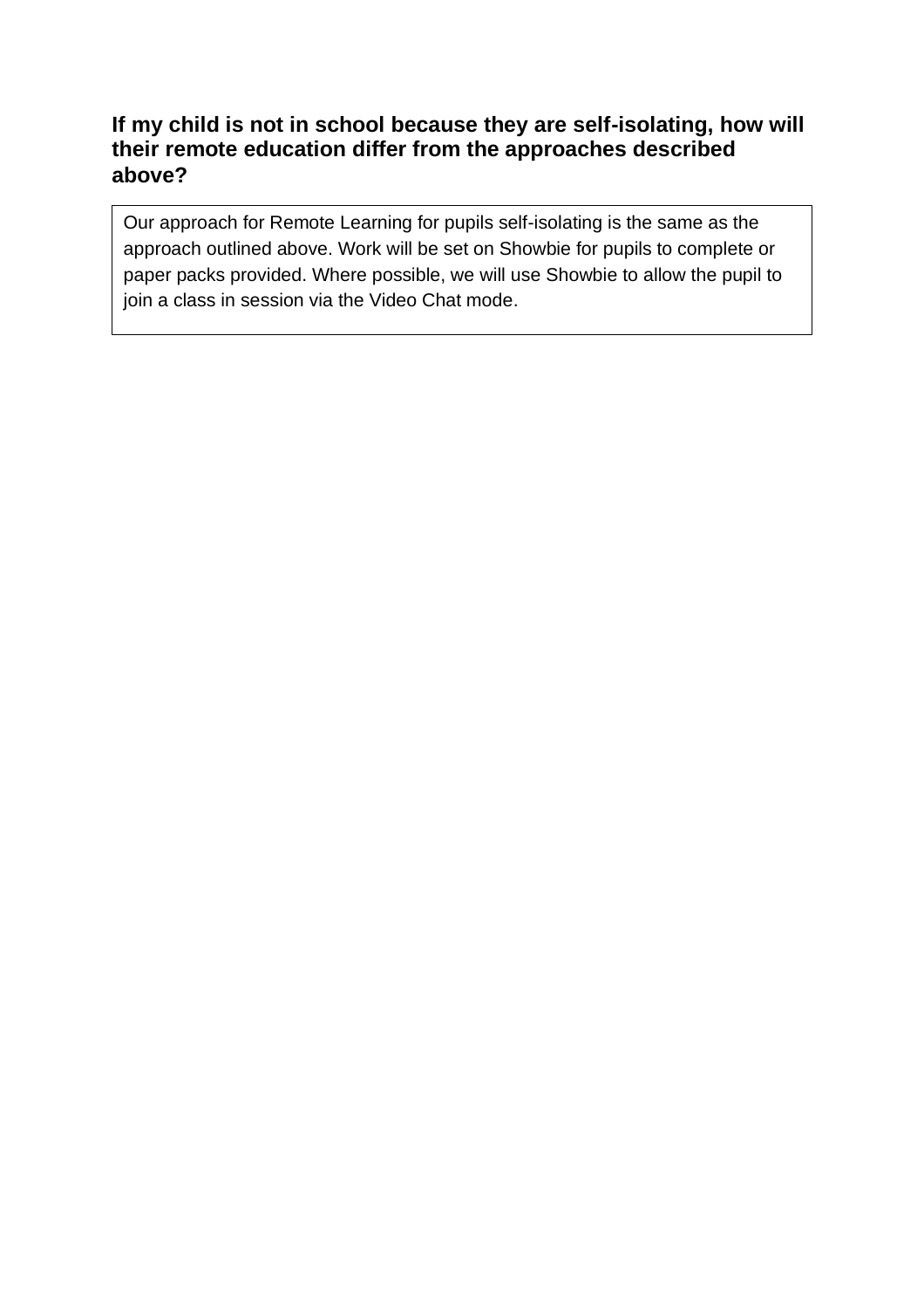### If my child is not in school because they are self-isolating, how will their remote education differ from the approaches described above?

Our approach for Remote Learning for pupils self-isolating is the same as the approach outlined above. Work will be set on Showbie for pupils to complete or paper packs provided. Where possible, we will use Showbie to allow the pupil to join a class in session via the Video Chat mode.